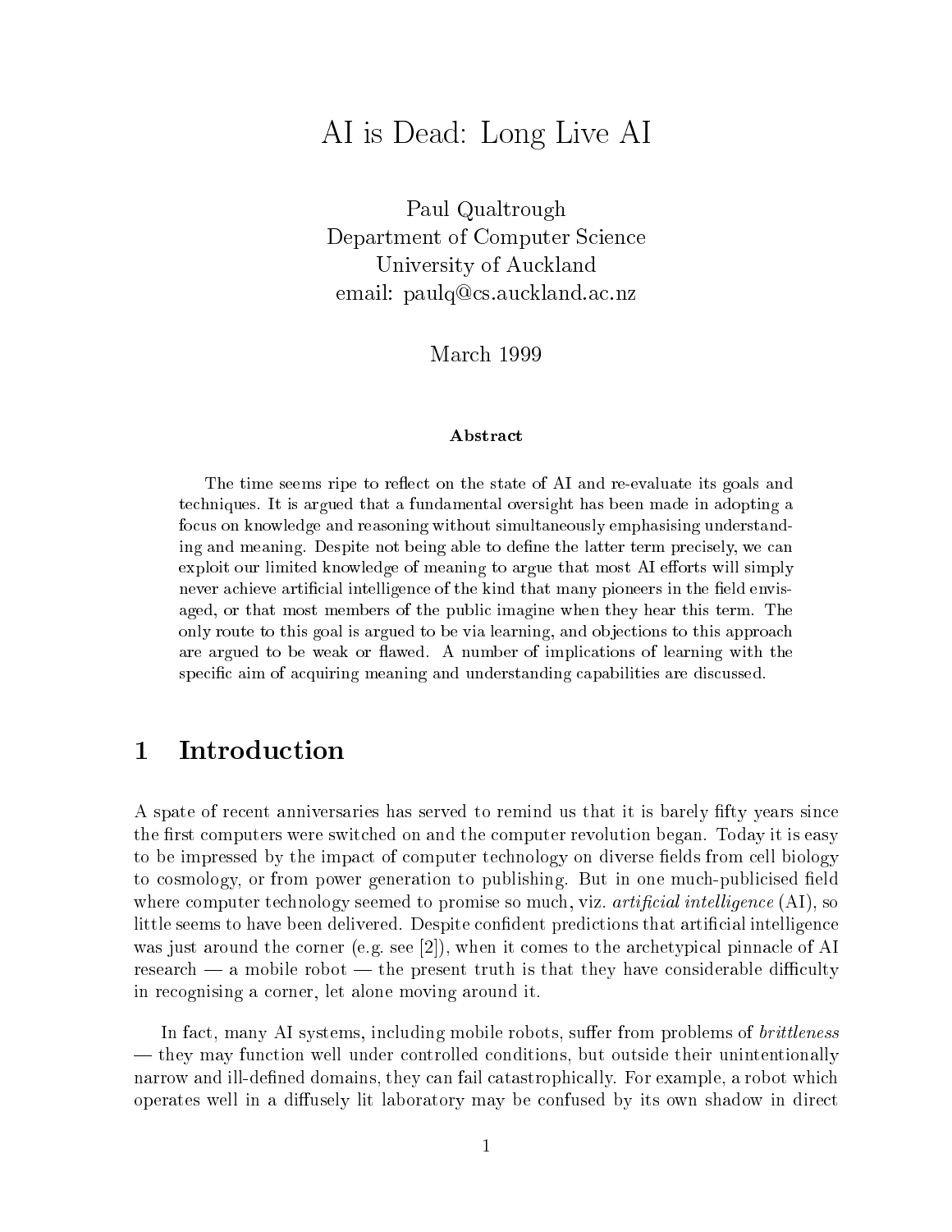# AI is Dead: Long Live AI

Paul Qualtrough
Department of Computer Science
University of Auckland
email: paulq@cs.auckland.ac.nz

March 1999

**Abstract**

The time seems ripe to reflect on the state of AI and re-evaluate its goals and techniques. It is argued that a fundamental oversight has been made in adopting a focus on knowledge and reasoning without simultaneously emphasising understanding and meaning. Despite not being able to define the latter term precisely, we can exploit our limited knowledge of meaning to argue that most AI efforts will simply never achieve artificial intelligence of the kind that many pioneers in the field envisaged, or that most members of the public imagine when they hear this term. The only route to this goal is argued to be via learning, and objections to this approach are argued to be weak or flawed. A number of implications of learning with the specific aim of acquiring meaning and understanding capabilities are discussed.

## 1 Introduction

A spate of recent anniversaries has served to remind us that it is barely fifty years since the first computers were switched on and the computer revolution began. Today it is easy to be impressed by the impact of computer technology on diverse fields from cell biology to cosmology, or from power generation to publishing. But in one much-publicised field where computer technology seemed to promise so much, viz. *artificial intelligence* (AI), so little seems to have been delivered. Despite confident predictions that artificial intelligence was just around the corner (e.g. see [2]), when it comes to the archetypical pinnacle of AI research — a mobile robot — the present truth is that they have considerable difficulty in recognising a corner, let alone moving around it.

In fact, many AI systems, including mobile robots, suffer from problems of *brittleness* — they may function well under controlled conditions, but outside their unintentionally narrow and ill-defined domains, they can fail catastrophically. For example, a robot which operates well in a diffusely lit laboratory may be confused by its own shadow in direct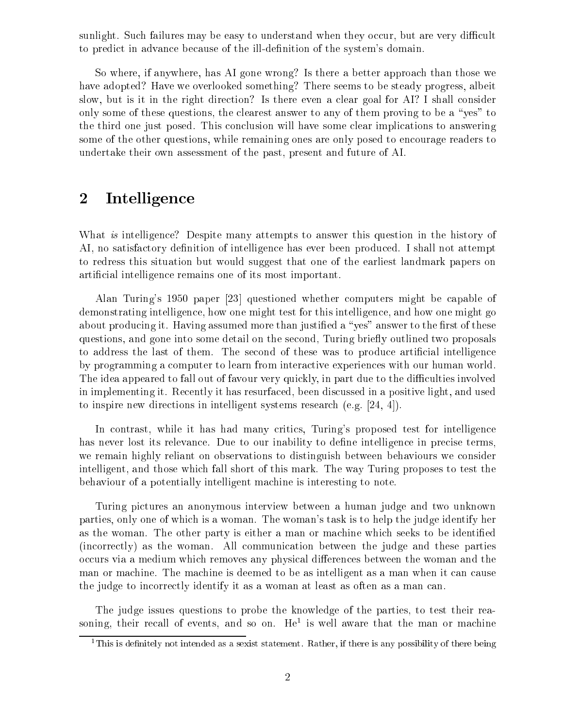sunlight. Such failures may be easy to understand when they occur, but are very difficult to predict in advance because of the ill-definition of the system's domain.

So where, if anywhere, has AI gone wrong? Is there a better approach than those we have adopted? Have we overlooked something? There seems to be steady progress, albeit slow, but is it in the right direction? Is there even a clear goal for AI? I shall consider only some of these questions, the clearest answer to any of them proving to be a "yes" to the third one just posed. This conclusion will have some clear implications to answering some of the other questions, while remaining ones are only posed to encourage readers to undertake their own assessment of the past, present and future of AI.

## 2 Intelligence

What *is* intelligence? Despite many attempts to answer this question in the history of AI, no satisfactory definition of intelligence has ever been produced. I shall not attempt to redress this situation but would suggest that one of the earliest landmark papers on artificial intelligence remains one of its most important.

Alan Turing's 1950 paper [23] questioned whether computers might be capable of demonstrating intelligence, how one might test for this intelligence, and how one might go about producing it. Having assumed more than justified a "yes" answer to the first of these questions, and gone into some detail on the second, Turing briefly outlined two proposals to address the last of them. The second of these was to produce artificial intelligence by programming a computer to learn from interactive experiences with our human world. The idea appeared to fall out of favour very quickly, in part due to the difficulties involved in implementing it. Recently it has resurfaced, been discussed in a positive light, and used to inspire new directions in intelligent systems research (e.g. [24, 4]).

In contrast, while it has had many critics, Turing's proposed test for intelligence has never lost its relevance. Due to our inability to define intelligence in precise terms, we remain highly reliant on observations to distinguish between behaviours we consider intelligent, and those which fall short of this mark. The way Turing proposes to test the behaviour of a potentially intelligent machine is interesting to note.

Turing pictures an anonymous interview between a human judge and two unknown parties, only one of which is a woman. The woman's task is to help the judge identify her as the woman. The other party is either a man or machine which seeks to be identified (incorrectly) as the woman. All communication between the judge and these parties occurs via a medium which removes any physical differences between the woman and the man or machine. The machine is deemed to be as intelligent as a man when it can cause the judge to incorrectly identify it as a woman at least as often as a man can.

The judge issues questions to probe the knowledge of the parties, to test their reasoning, their recall of events, and so on. He[1] is well aware that the man or machine

[1] This is definitely not intended as a sexist statement. Rather, if there is any possibility of there being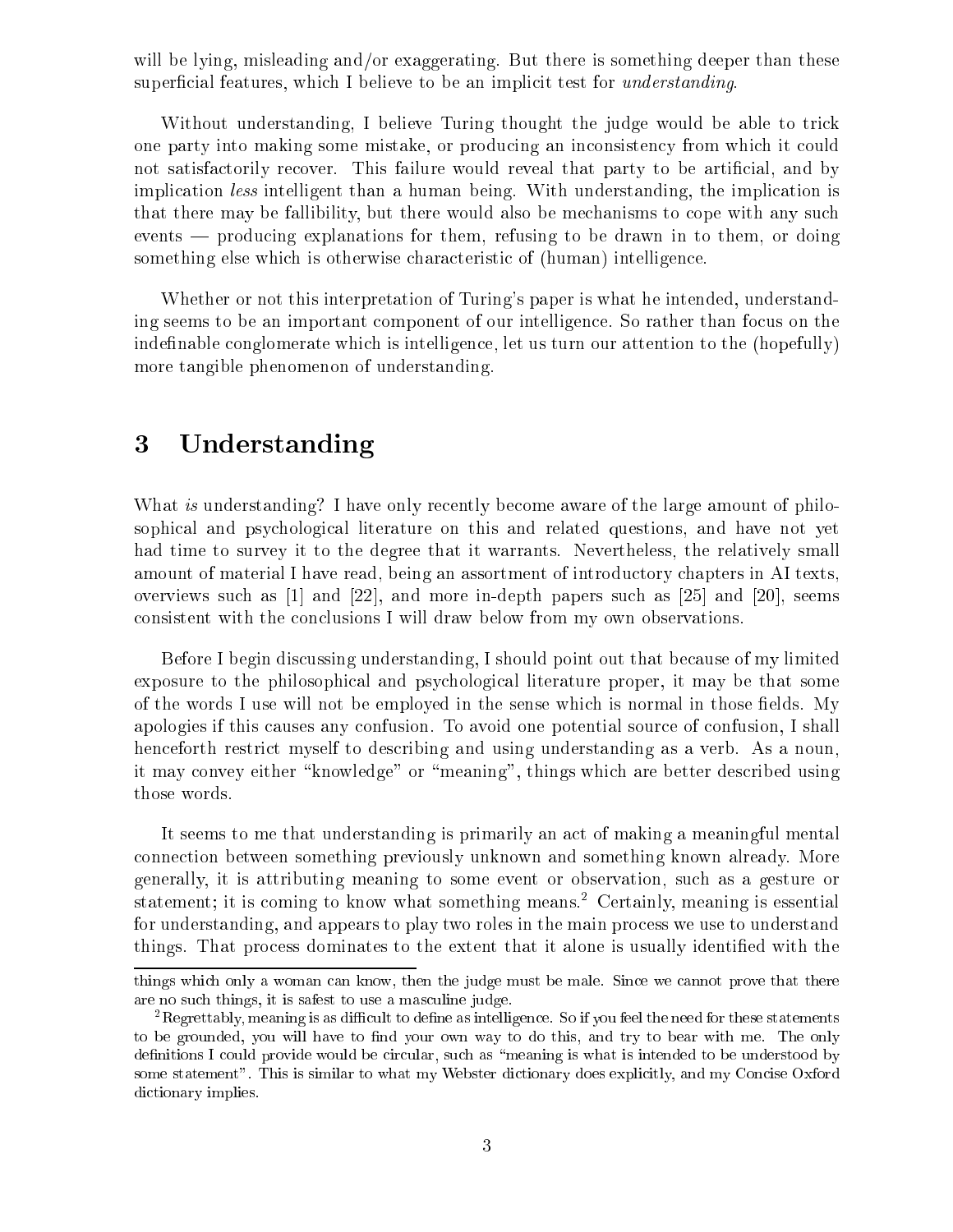will be lying, misleading and/or exaggerating. But there is something deeper than these superficial features, which I believe to be an implicit test for *understanding*.

Without understanding, I believe Turing thought the judge would be able to trick one party into making some mistake, or producing an inconsistency from which it could not satisfactorily recover. This failure would reveal that party to be artificial, and by implication *less* intelligent than a human being. With understanding, the implication is that there may be fallibility, but there would also be mechanisms to cope with any such events — producing explanations for them, refusing to be drawn in to them, or doing something else which is otherwise characteristic of (human) intelligence.

Whether or not this interpretation of Turing's paper is what he intended, understanding seems to be an important component of our intelligence. So rather than focus on the indefinable conglomerate which is intelligence, let us turn our attention to the (hopefully) more tangible phenomenon of understanding.

## 3 Understanding

What *is* understanding? I have only recently become aware of the large amount of philosophical and psychological literature on this and related questions, and have not yet had time to survey it to the degree that it warrants. Nevertheless, the relatively small amount of material I have read, being an assortment of introductory chapters in AI texts, overviews such as [1] and [22], and more in-depth papers such as [25] and [20], seems consistent with the conclusions I will draw below from my own observations.

Before I begin discussing understanding, I should point out that because of my limited exposure to the philosophical and psychological literature proper, it may be that some of the words I use will not be employed in the sense which is normal in those fields. My apologies if this causes any confusion. To avoid one potential source of confusion, I shall henceforth restrict myself to describing and using understanding as a verb. As a noun, it may convey either "knowledge" or "meaning", things which are better described using those words.

It seems to me that understanding is primarily an act of making a meaningful mental connection between something previously unknown and something known already. More generally, it is attributing meaning to some event or observation, such as a gesture or statement; it is coming to know what something means.[2] Certainly, meaning is essential for understanding, and appears to play two roles in the main process we use to understand things. That process dominates to the extent that it alone is usually identified with the

---

things which only a woman can know, then the judge must be male. Since we cannot prove that there are no such things, it is safest to use a masculine judge.

[2] Regrettably, meaning is as difficult to define as intelligence. So if you feel the need for these statements to be grounded, you will have to find your own way to do this, and try to bear with me. The only definitions I could provide would be circular, such as "meaning is what is intended to be understood by some statement". This is similar to what my Webster dictionary does explicitly, and my Concise Oxford dictionary implies.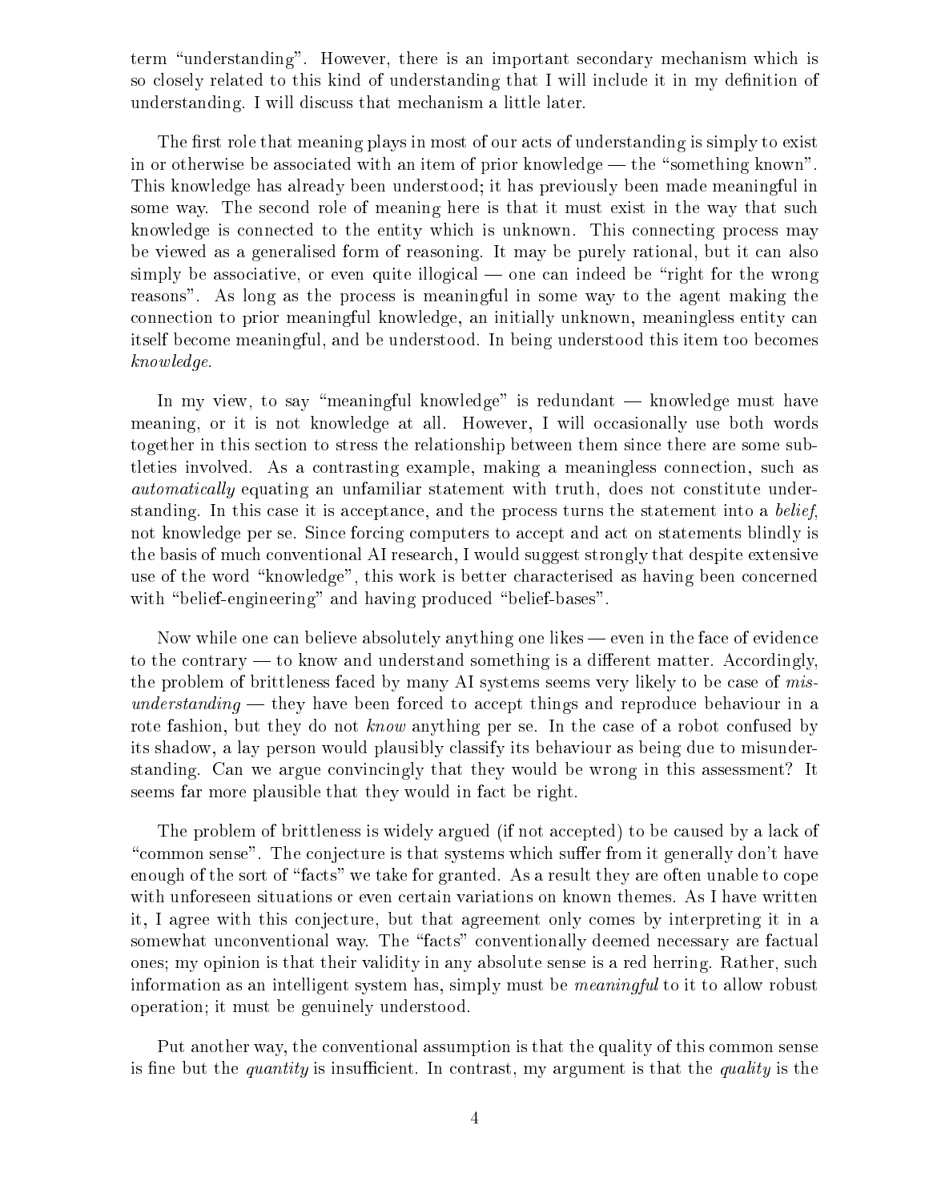term "understanding". However, there is an important secondary mechanism which is so closely related to this kind of understanding that I will include it in my definition of understanding. I will discuss that mechanism a little later.

The first role that meaning plays in most of our acts of understanding is simply to exist in or otherwise be associated with an item of prior knowledge — the "something known". This knowledge has already been understood; it has previously been made meaningful in some way. The second role of meaning here is that it must exist in the way that such knowledge is connected to the entity which is unknown. This connecting process may be viewed as a generalised form of reasoning. It may be purely rational, but it can also simply be associative, or even quite illogical — one can indeed be "right for the wrong reasons". As long as the process is meaningful in some way to the agent making the connection to prior meaningful knowledge, an initially unknown, meaningless entity can itself become meaningful, and be understood. In being understood this item too becomes *knowledge*.

In my view, to say "meaningful knowledge" is redundant — knowledge must have meaning, or it is not knowledge at all. However, I will occasionally use both words together in this section to stress the relationship between them since there are some subtleties involved. As a contrasting example, making a meaningless connection, such as *automatically* equating an unfamiliar statement with truth, does not constitute understanding. In this case it is acceptance, and the process turns the statement into a *belief*, not knowledge per se. Since forcing computers to accept and act on statements blindly is the basis of much conventional AI research, I would suggest strongly that despite extensive use of the word "knowledge", this work is better characterised as having been concerned with "belief-engineering" and having produced "belief-bases".

Now while one can believe absolutely anything one likes — even in the face of evidence to the contrary — to know and understand something is a different matter. Accordingly, the problem of brittleness faced by many AI systems seems very likely to be case of *misunderstanding* — they have been forced to accept things and reproduce behaviour in a rote fashion, but they do not *know* anything per se. In the case of a robot confused by its shadow, a lay person would plausibly classify its behaviour as being due to misunderstanding. Can we argue convincingly that they would be wrong in this assessment? It seems far more plausible that they would in fact be right.

The problem of brittleness is widely argued (if not accepted) to be caused by a lack of "common sense". The conjecture is that systems which suffer from it generally don't have enough of the sort of "facts" we take for granted. As a result they are often unable to cope with unforeseen situations or even certain variations on known themes. As I have written it, I agree with this conjecture, but that agreement only comes by interpreting it in a somewhat unconventional way. The "facts" conventionally deemed necessary are factual ones; my opinion is that their validity in any absolute sense is a red herring. Rather, such information as an intelligent system has, simply must be *meaningful* to it to allow robust operation; it must be genuinely understood.

Put another way, the conventional assumption is that the quality of this common sense is fine but the *quantity* is insufficient. In contrast, my argument is that the *quality* is the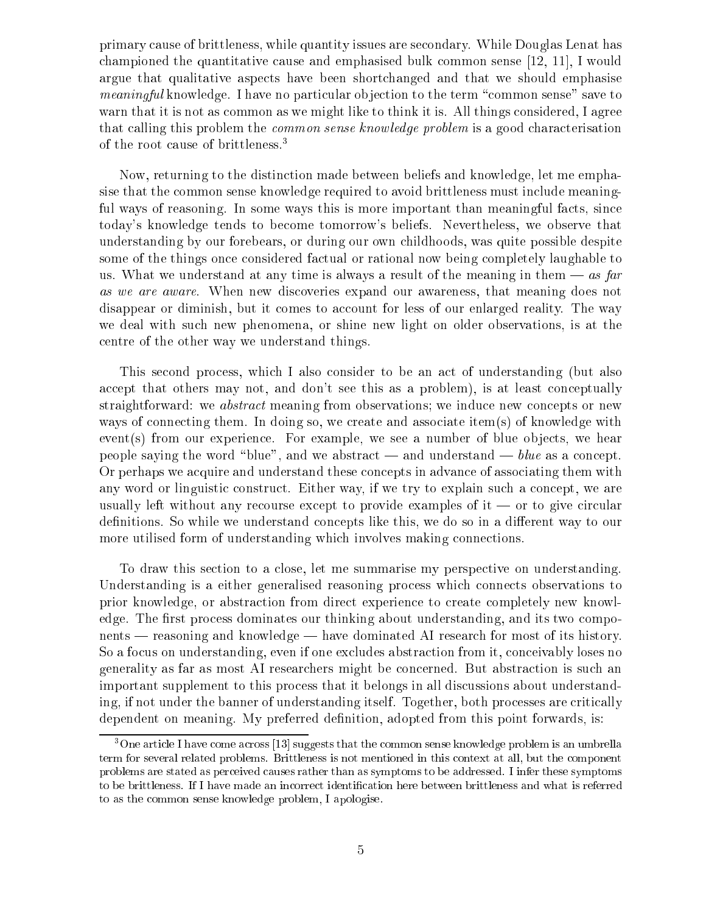primary cause of brittleness, while quantity issues are secondary. While Douglas Lenat has championed the quantitative cause and emphasised bulk common sense [12, 11], I would argue that qualitative aspects have been shortchanged and that we should emphasise *meaningful* knowledge. I have no particular objection to the term "common sense" save to warn that it is not as common as we might like to think it is. All things considered, I agree that calling this problem the *common sense knowledge problem* is a good characterisation of the root cause of brittleness.[3]

Now, returning to the distinction made between beliefs and knowledge, let me emphasise that the common sense knowledge required to avoid brittleness must include meaningful ways of reasoning. In some ways this is more important than meaningful facts, since today's knowledge tends to become tomorrow's beliefs. Nevertheless, we observe that understanding by our forebears, or during our own childhoods, was quite possible despite some of the things once considered factual or rational now being completely laughable to us. What we understand at any time is always a result of the meaning in them — *as far as we are aware*. When new discoveries expand our awareness, that meaning does not disappear or diminish, but it comes to account for less of our enlarged reality. The way we deal with such new phenomena, or shine new light on older observations, is at the centre of the other way we understand things.

This second process, which I also consider to be an act of understanding (but also accept that others may not, and don't see this as a problem), is at least conceptually straightforward: we *abstract* meaning from observations; we induce new concepts or new ways of connecting them. In doing so, we create and associate item(s) of knowledge with event(s) from our experience. For example, we see a number of blue objects, we hear people saying the word "blue", and we abstract — and understand — *blue* as a concept. Or perhaps we acquire and understand these concepts in advance of associating them with any word or linguistic construct. Either way, if we try to explain such a concept, we are usually left without any recourse except to provide examples of it — or to give circular definitions. So while we understand concepts like this, we do so in a different way to our more utilised form of understanding which involves making connections.

To draw this section to a close, let me summarise my perspective on understanding. Understanding is a either generalised reasoning process which connects observations to prior knowledge, or abstraction from direct experience to create completely new knowledge. The first process dominates our thinking about understanding, and its two components — reasoning and knowledge — have dominated AI research for most of its history. So a focus on understanding, even if one excludes abstraction from it, conceivably loses no generality as far as most AI researchers might be concerned. But abstraction is such an important supplement to this process that it belongs in all discussions about understanding, if not under the banner of understanding itself. Together, both processes are critically dependent on meaning. My preferred definition, adopted from this point forwards, is:

[3] One article I have come across [13] suggests that the common sense knowledge problem is an umbrella term for several related problems. Brittleness is not mentioned in this context at all, but the component problems are stated as perceived causes rather than as symptoms to be addressed. I infer these symptoms to be brittleness. If I have made an incorrect identification here between brittleness and what is referred to as the common sense knowledge problem, I apologise.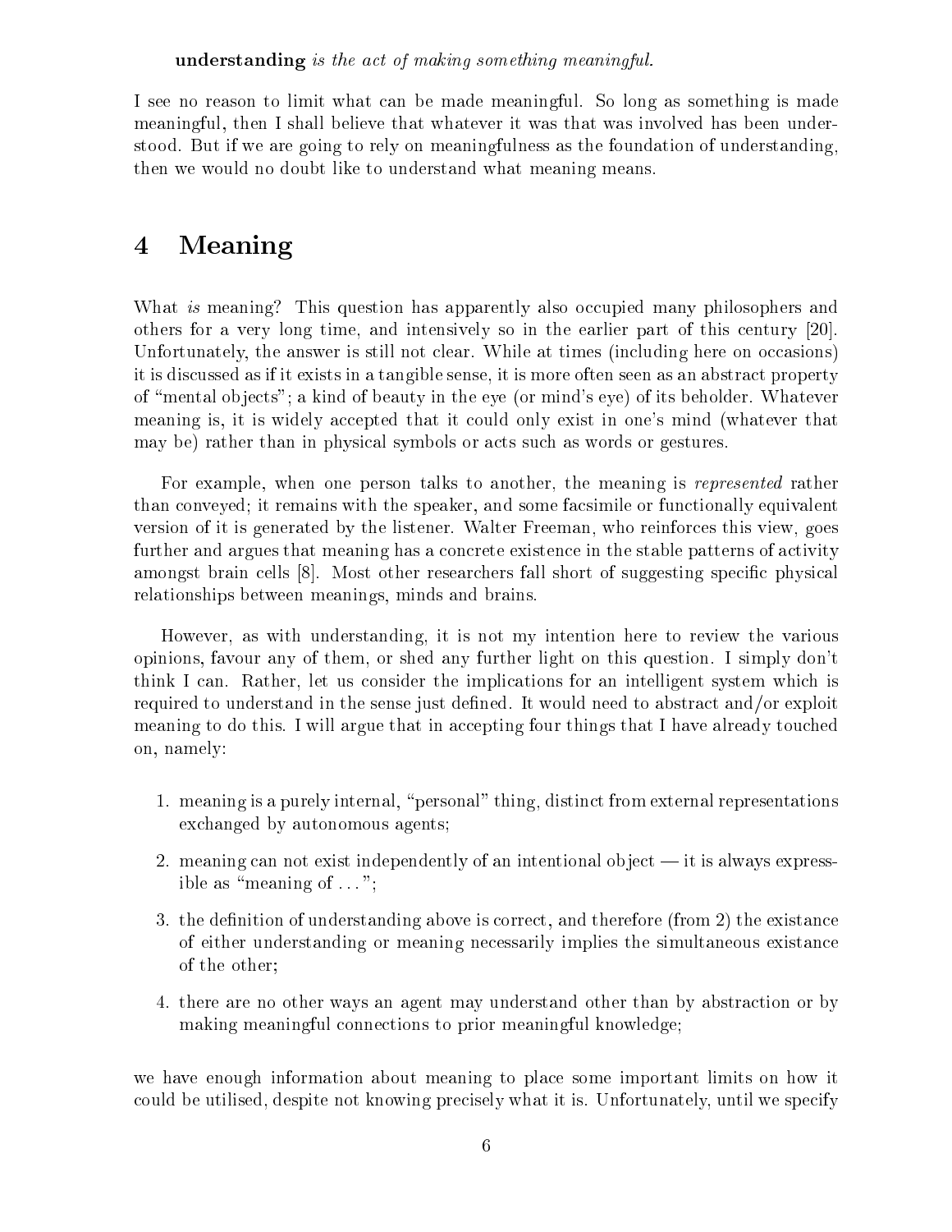**understanding** *is the act of making something meaningful.*

I see no reason to limit what can be made meaningful. So long as something is made meaningful, then I shall believe that whatever it was that was involved has been understood. But if we are going to rely on meaningfulness as the foundation of understanding, then we would no doubt like to understand what meaning means.

# 4 Meaning

What *is* meaning? This question has apparently also occupied many philosophers and others for a very long time, and intensively so in the earlier part of this century [20]. Unfortunately, the answer is still not clear. While at times (including here on occasions) it is discussed as if it exists in a tangible sense, it is more often seen as an abstract property of "mental objects"; a kind of beauty in the eye (or mind's eye) of its beholder. Whatever meaning is, it is widely accepted that it could only exist in one's mind (whatever that may be) rather than in physical symbols or acts such as words or gestures.

For example, when one person talks to another, the meaning is *represented* rather than conveyed; it remains with the speaker, and some facsimile or functionally equivalent version of it is generated by the listener. Walter Freeman, who reinforces this view, goes further and argues that meaning has a concrete existence in the stable patterns of activity amongst brain cells [8]. Most other researchers fall short of suggesting specific physical relationships between meanings, minds and brains.

However, as with understanding, it is not my intention here to review the various opinions, favour any of them, or shed any further light on this question. I simply don't think I can. Rather, let us consider the implications for an intelligent system which is required to understand in the sense just defined. It would need to abstract and/or exploit meaning to do this. I will argue that in accepting four things that I have already touched on, namely:

1. meaning is a purely internal, "personal" thing, distinct from external representations exchanged by autonomous agents;
2. meaning can not exist independently of an intentional object — it is always expressible as "meaning of ...";
3. the definition of understanding above is correct, and therefore (from 2) the existance of either understanding or meaning necessarily implies the simultaneous existance of the other;
4. there are no other ways an agent may understand other than by abstraction or by making meaningful connections to prior meaningful knowledge;

we have enough information about meaning to place some important limits on how it could be utilised, despite not knowing precisely what it is. Unfortunately, until we specify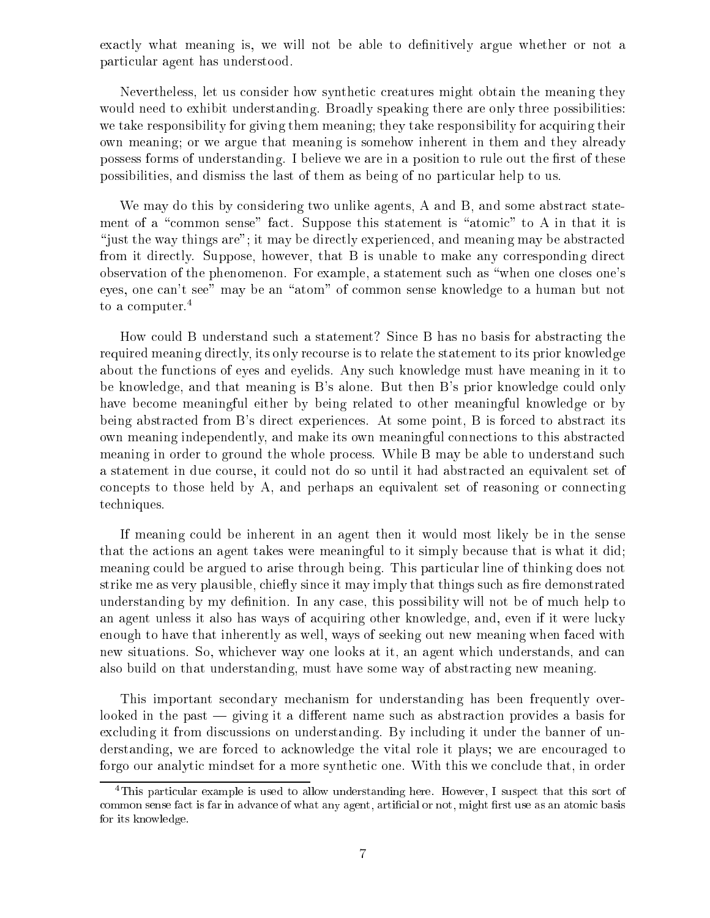exactly what meaning is, we will not be able to definitively argue whether or not a particular agent has understood.

Nevertheless, let us consider how synthetic creatures might obtain the meaning they would need to exhibit understanding. Broadly speaking there are only three possibilities: we take responsibility for giving them meaning; they take responsibility for acquiring their own meaning; or we argue that meaning is somehow inherent in them and they already possess forms of understanding. I believe we are in a position to rule out the first of these possibilities, and dismiss the last of them as being of no particular help to us.

We may do this by considering two unlike agents, A and B, and some abstract statement of a "common sense" fact. Suppose this statement is "atomic" to A in that it is "just the way things are"; it may be directly experienced, and meaning may be abstracted from it directly. Suppose, however, that B is unable to make any corresponding direct observation of the phenomenon. For example, a statement such as "when one closes one's eyes, one can't see" may be an "atom" of common sense knowledge to a human but not to a computer.[4]

How could B understand such a statement? Since B has no basis for abstracting the required meaning directly, its only recourse is to relate the statement to its prior knowledge about the functions of eyes and eyelids. Any such knowledge must have meaning in it to be knowledge, and that meaning is B's alone. But then B's prior knowledge could only have become meaningful either by being related to other meaningful knowledge or by being abstracted from B's direct experiences. At some point, B is forced to abstract its own meaning independently, and make its own meaningful connections to this abstracted meaning in order to ground the whole process. While B may be able to understand such a statement in due course, it could not do so until it had abstracted an equivalent set of concepts to those held by A, and perhaps an equivalent set of reasoning or connecting techniques.

If meaning could be inherent in an agent then it would most likely be in the sense that the actions an agent takes were meaningful to it simply because that is what it did; meaning could be argued to arise through being. This particular line of thinking does not strike me as very plausible, chiefly since it may imply that things such as fire demonstrated understanding by my definition. In any case, this possibility will not be of much help to an agent unless it also has ways of acquiring other knowledge, and, even if it were lucky enough to have that inherently as well, ways of seeking out new meaning when faced with new situations. So, whichever way one looks at it, an agent which understands, and can also build on that understanding, must have some way of abstracting new meaning.

This important secondary mechanism for understanding has been frequently overlooked in the past — giving it a different name such as abstraction provides a basis for excluding it from discussions on understanding. By including it under the banner of understanding, we are forced to acknowledge the vital role it plays; we are encouraged to forgo our analytic mindset for a more synthetic one. With this we conclude that, in order

---

[4] This particular example is used to allow understanding here. However, I suspect that this sort of common sense fact is far in advance of what any agent, artificial or not, might first use as an atomic basis for its knowledge.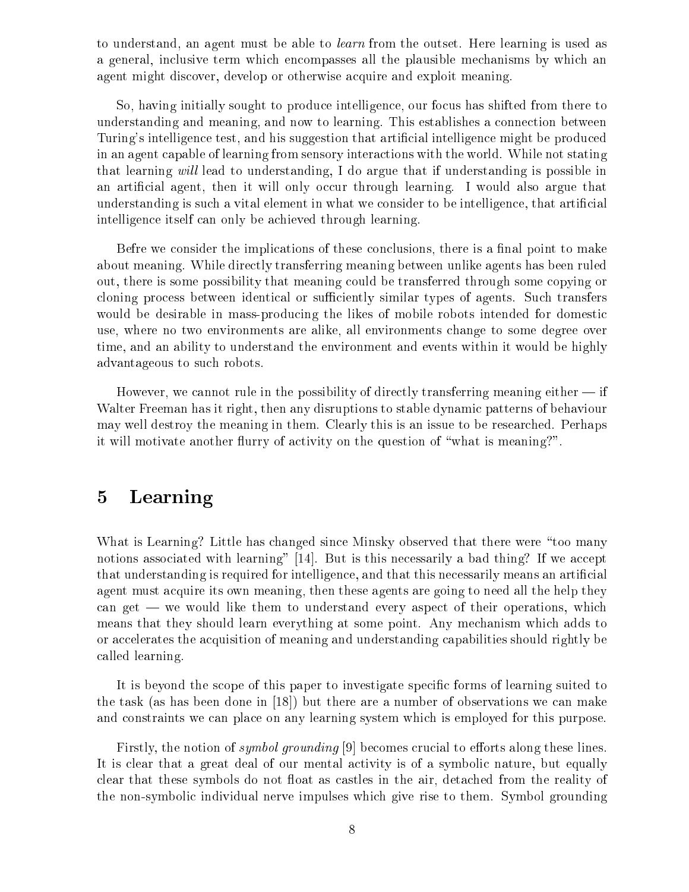to understand, an agent must be able to *learn* from the outset. Here learning is used as a general, inclusive term which encompasses all the plausible mechanisms by which an agent might discover, develop or otherwise acquire and exploit meaning.

So, having initially sought to produce intelligence, our focus has shifted from there to understanding and meaning, and now to learning. This establishes a connection between Turing's intelligence test, and his suggestion that artificial intelligence might be produced in an agent capable of learning from sensory interactions with the world. While not stating that learning *will* lead to understanding, I do argue that if understanding is possible in an artificial agent, then it will only occur through learning. I would also argue that understanding is such a vital element in what we consider to be intelligence, that artificial intelligence itself can only be achieved through learning.

Befre we consider the implications of these conclusions, there is a final point to make about meaning. While directly transferring meaning between unlike agents has been ruled out, there is some possibility that meaning could be transferred through some copying or cloning process between identical or sufficiently similar types of agents. Such transfers would be desirable in mass-producing the likes of mobile robots intended for domestic use, where no two environments are alike, all environments change to some degree over time, and an ability to understand the environment and events within it would be highly advantageous to such robots.

However, we cannot rule in the possibility of directly transferring meaning either — if Walter Freeman has it right, then any disruptions to stable dynamic patterns of behaviour may well destroy the meaning in them. Clearly this is an issue to be researched. Perhaps it will motivate another flurry of activity on the question of "what is meaning?".

# 5 Learning

What is Learning? Little has changed since Minsky observed that there were "too many notions associated with learning" [14]. But is this necessarily a bad thing? If we accept that understanding is required for intelligence, and that this necessarily means an artificial agent must acquire its own meaning, then these agents are going to need all the help they can get — we would like them to understand every aspect of their operations, which means that they should learn everything at some point. Any mechanism which adds to or accelerates the acquisition of meaning and understanding capabilities should rightly be called learning.

It is beyond the scope of this paper to investigate specific forms of learning suited to the task (as has been done in [18]) but there are a number of observations we can make and constraints we can place on any learning system which is employed for this purpose.

Firstly, the notion of *symbol grounding* [9] becomes crucial to efforts along these lines. It is clear that a great deal of our mental activity is of a symbolic nature, but equally clear that these symbols do not float as castles in the air, detached from the reality of the non-symbolic individual nerve impulses which give rise to them. Symbol grounding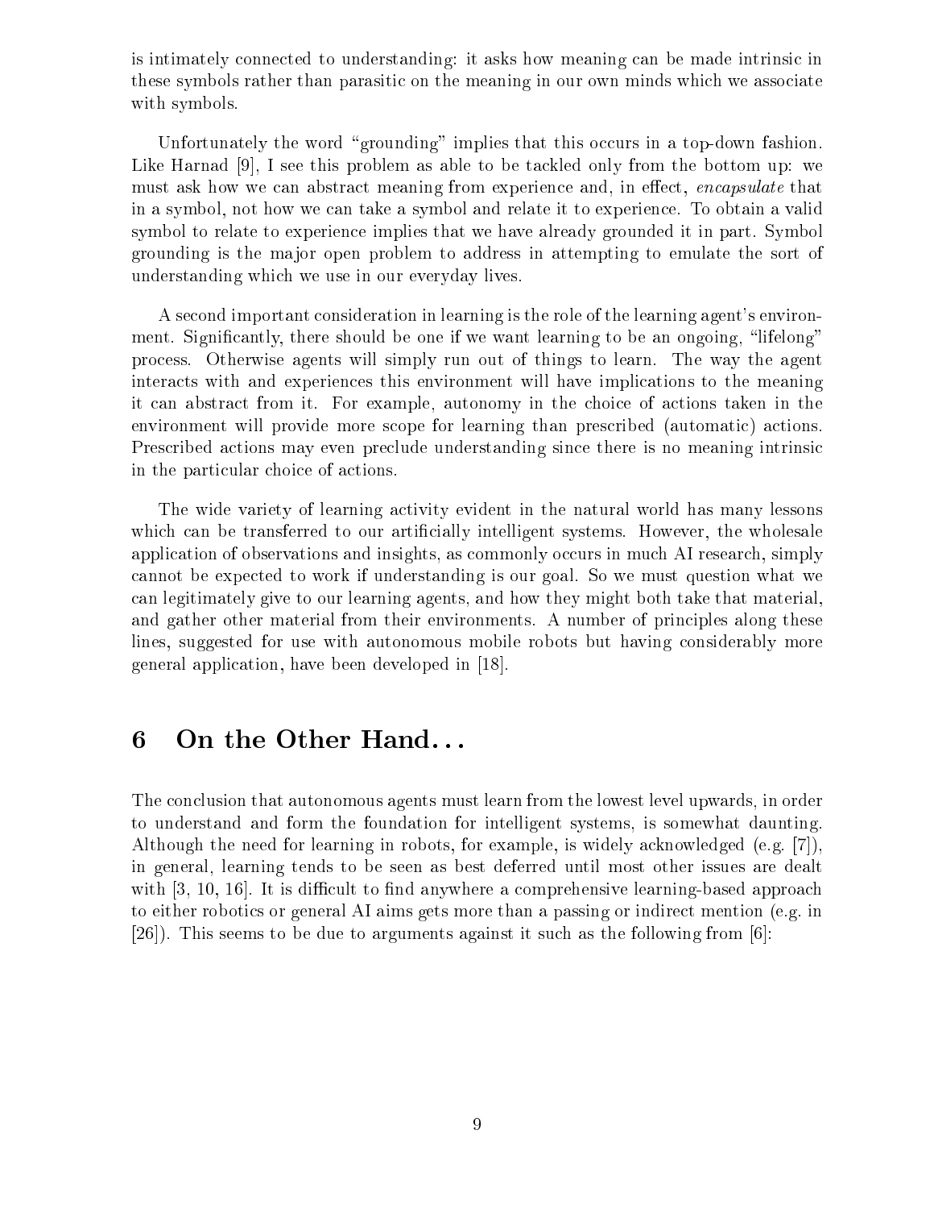is intimately connected to understanding: it asks how meaning can be made intrinsic in these symbols rather than parasitic on the meaning in our own minds which we associate with symbols.

Unfortunately the word "grounding" implies that this occurs in a top-down fashion. Like Harnad [9], I see this problem as able to be tackled only from the bottom up: we must ask how we can abstract meaning from experience and, in effect, *encapsulate* that in a symbol, not how we can take a symbol and relate it to experience. To obtain a valid symbol to relate to experience implies that we have already grounded it in part. Symbol grounding is the major open problem to address in attempting to emulate the sort of understanding which we use in our everyday lives.

A second important consideration in learning is the role of the learning agent's environment. Significantly, there should be one if we want learning to be an ongoing, "lifelong" process. Otherwise agents will simply run out of things to learn. The way the agent interacts with and experiences this environment will have implications to the meaning it can abstract from it. For example, autonomy in the choice of actions taken in the environment will provide more scope for learning than prescribed (automatic) actions. Prescribed actions may even preclude understanding since there is no meaning intrinsic in the particular choice of actions.

The wide variety of learning activity evident in the natural world has many lessons which can be transferred to our artificially intelligent systems. However, the wholesale application of observations and insights, as commonly occurs in much AI research, simply cannot be expected to work if understanding is our goal. So we must question what we can legitimately give to our learning agents, and how they might both take that material, and gather other material from their environments. A number of principles along these lines, suggested for use with autonomous mobile robots but having considerably more general application, have been developed in [18].

# 6 On the Other Hand...

The conclusion that autonomous agents must learn from the lowest level upwards, in order to understand and form the foundation for intelligent systems, is somewhat daunting. Although the need for learning in robots, for example, is widely acknowledged (e.g. [7]), in general, learning tends to be seen as best deferred until most other issues are dealt with [3, 10, 16]. It is difficult to find anywhere a comprehensive learning-based approach to either robotics or general AI aims gets more than a passing or indirect mention (e.g. in [26]). This seems to be due to arguments against it such as the following from [6]: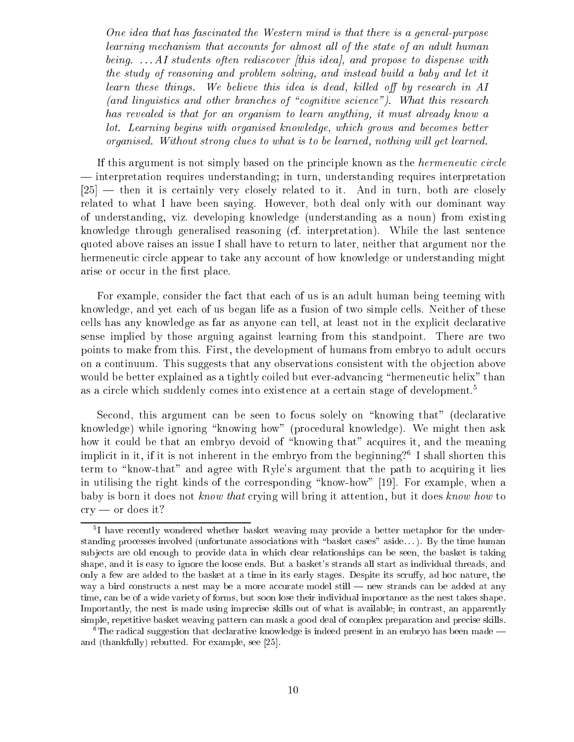> *One idea that has fascinated the Western mind is that there is a general-purpose learning mechanism that accounts for almost all of the state of an adult human being. ...AI students often rediscover [this idea], and propose to dispense with the study of reasoning and problem solving, and instead build a baby and let it learn these things. We believe this idea is dead, killed off by research in AI (and linguistics and other branches of "cognitive science"). What this research has revealed is that for an organism to learn anything, it must already know a lot. Learning begins with organised knowledge, which grows and becomes better organised. Without strong clues to what is to be learned, nothing will get learned.*

If this argument is not simply based on the principle known as the *hermeneutic circle* — interpretation requires understanding; in turn, understanding requires interpretation [25] — then it is certainly very closely related to it. And in turn, both are closely related to what I have been saying. However, both deal only with our dominant way of understanding, viz. developing knowledge (understanding as a noun) from existing knowledge through generalised reasoning (cf. interpretation). While the last sentence quoted above raises an issue I shall have to return to later, neither that argument nor the hermeneutic circle appear to take any account of how knowledge or understanding might arise or occur in the first place.

For example, consider the fact that each of us is an adult human being teeming with knowledge, and yet each of us began life as a fusion of two simple cells. Neither of these cells has any knowledge as far as anyone can tell, at least not in the explicit declarative sense implied by those arguing against learning from this standpoint. There are two points to make from this. First, the development of humans from embryo to adult occurs on a continuum. This suggests that any observations consistent with the objection above would be better explained as a tightly coiled but ever-advancing "hermeneutic helix" than as a circle which suddenly comes into existence at a certain stage of development.[5]

Second, this argument can be seen to focus solely on "knowing that" (declarative knowledge) while ignoring "knowing how" (procedural knowledge). We might then ask how it could be that an embryo devoid of "knowing that" acquires it, and the meaning implicit in it, if it is not inherent in the embryo from the beginning?[6] I shall shorten this term to "know-that" and agree with Ryle's argument that the path to acquiring it lies in utilising the right kinds of the corresponding "know-how" [19]. For example, when a baby is born it does not *know that* crying will bring it attention, but it does *know how* to cry — or does it?

---

[5] I have recently wondered whether basket weaving may provide a better metaphor for the understanding processes involved (unfortunate associations with "basket cases" aside...). By the time human subjects are old enough to provide data in which clear relationships can be seen, the basket is taking shape, and it is easy to ignore the loose ends. But a basket's strands all start as individual threads, and only a few are added to the basket at a time in its early stages. Despite its scruffy, ad hoc nature, the way a bird constructs a nest may be a more accurate model still — new strands can be added at any time, can be of a wide variety of forms, but soon lose their individual importance as the nest takes shape. Importantly, the nest is made using imprecise skills out of what is available; in contrast, an apparently simple, repetitive basket weaving pattern can mask a good deal of complex preparation and precise skills.

[6] The radical suggestion that declarative knowledge is indeed present in an embryo has been made — and (thankfully) rebutted. For example, see [25].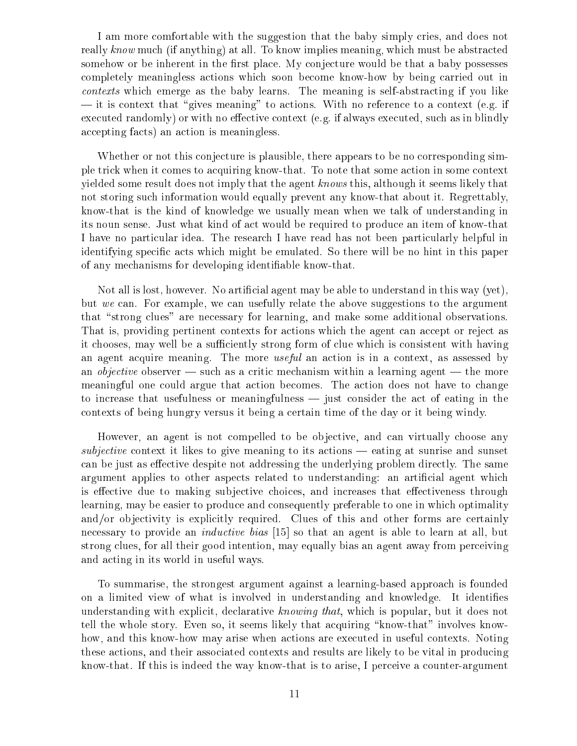I am more comfortable with the suggestion that the baby simply cries, and does not really *know* much (if anything) at all. To know implies meaning, which must be abstracted somehow or be inherent in the first place. My conjecture would be that a baby possesses completely meaningless actions which soon become know-how by being carried out in *contexts* which emerge as the baby learns. The meaning is self-abstracting if you like — it is context that "gives meaning" to actions. With no reference to a context (e.g. if executed randomly) or with no effective context (e.g. if always executed, such as in blindly accepting facts) an action is meaningless.

Whether or not this conjecture is plausible, there appears to be no corresponding simple trick when it comes to acquiring know-that. To note that some action in some context yielded some result does not imply that the agent *knows* this, although it seems likely that not storing such information would equally prevent any know-that about it. Regrettably, know-that is the kind of knowledge we usually mean when we talk of understanding in its noun sense. Just what kind of act would be required to produce an item of know-that I have no particular idea. The research I have read has not been particularly helpful in identifying specific acts which might be emulated. So there will be no hint in this paper of any mechanisms for developing identifiable know-that.

Not all is lost, however. No artificial agent may be able to understand in this way (yet), but *we* can. For example, we can usefully relate the above suggestions to the argument that "strong clues" are necessary for learning, and make some additional observations. That is, providing pertinent contexts for actions which the agent can accept or reject as it chooses, may well be a sufficiently strong form of clue which is consistent with having an agent acquire meaning. The more *useful* an action is in a context, as assessed by an *objective* observer — such as a critic mechanism within a learning agent — the more meaningful one could argue that action becomes. The action does not have to change to increase that usefulness or meaningfulness — just consider the act of eating in the contexts of being hungry versus it being a certain time of the day or it being windy.

However, an agent is not compelled to be objective, and can virtually choose any *subjective* context it likes to give meaning to its actions — eating at sunrise and sunset can be just as effective despite not addressing the underlying problem directly. The same argument applies to other aspects related to understanding: an artificial agent which is effective due to making subjective choices, and increases that effectiveness through learning, may be easier to produce and consequently preferable to one in which optimality and/or objectivity is explicitly required. Clues of this and other forms are certainly necessary to provide an *inductive bias* [15] so that an agent is able to learn at all, but strong clues, for all their good intention, may equally bias an agent away from perceiving and acting in its world in useful ways.

To summarise, the strongest argument against a learning-based approach is founded on a limited view of what is involved in understanding and knowledge. It identifies understanding with explicit, declarative *knowing that*, which is popular, but it does not tell the whole story. Even so, it seems likely that acquiring "know-that" involves know-how, and this know-how may arise when actions are executed in useful contexts. Noting these actions, and their associated contexts and results are likely to be vital in producing know-that. If this is indeed the way know-that is to arise, I perceive a counter-argument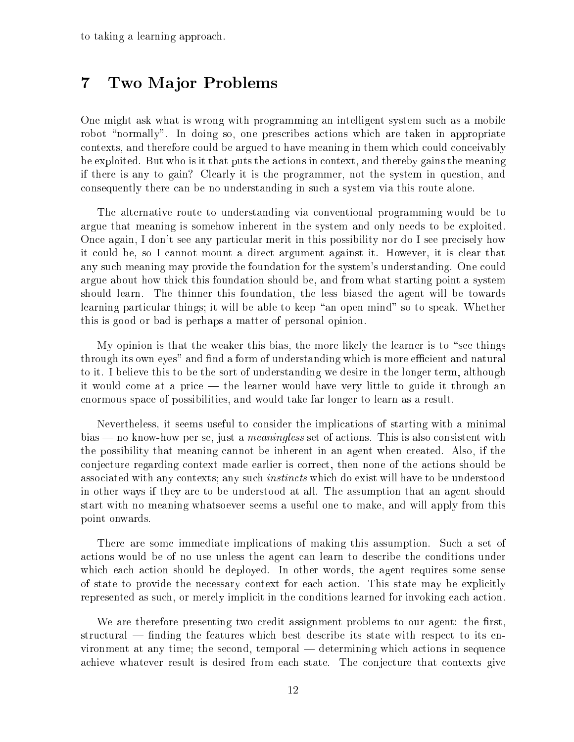to taking a learning approach.

# 7 Two Major Problems

One might ask what is wrong with programming an intelligent system such as a mobile robot "normally". In doing so, one prescribes actions which are taken in appropriate contexts, and therefore could be argued to have meaning in them which could conceivably be exploited. But who is it that puts the actions in context, and thereby gains the meaning if there is any to gain? Clearly it is the programmer, not the system in question, and consequently there can be no understanding in such a system via this route alone.

The alternative route to understanding via conventional programming would be to argue that meaning is somehow inherent in the system and only needs to be exploited. Once again, I don't see any particular merit in this possibility nor do I see precisely how it could be, so I cannot mount a direct argument against it. However, it is clear that any such meaning may provide the foundation for the system's understanding. One could argue about how thick this foundation should be, and from what starting point a system should learn. The thinner this foundation, the less biased the agent will be towards learning particular things; it will be able to keep "an open mind" so to speak. Whether this is good or bad is perhaps a matter of personal opinion.

My opinion is that the weaker this bias, the more likely the learner is to "see things through its own eyes" and find a form of understanding which is more efficient and natural to it. I believe this to be the sort of understanding we desire in the longer term, although it would come at a price — the learner would have very little to guide it through an enormous space of possibilities, and would take far longer to learn as a result.

Nevertheless, it seems useful to consider the implications of starting with a minimal bias — no know-how per se, just a *meaningless* set of actions. This is also consistent with the possibility that meaning cannot be inherent in an agent when created. Also, if the conjecture regarding context made earlier is correct, then none of the actions should be associated with any contexts; any such *instincts* which do exist will have to be understood in other ways if they are to be understood at all. The assumption that an agent should start with no meaning whatsoever seems a useful one to make, and will apply from this point onwards.

There are some immediate implications of making this assumption. Such a set of actions would be of no use unless the agent can learn to describe the conditions under which each action should be deployed. In other words, the agent requires some sense of state to provide the necessary context for each action. This state may be explicitly represented as such, or merely implicit in the conditions learned for invoking each action.

We are therefore presenting two credit assignment problems to our agent: the first, structural — finding the features which best describe its state with respect to its environment at any time; the second, temporal — determining which actions in sequence achieve whatever result is desired from each state. The conjecture that contexts give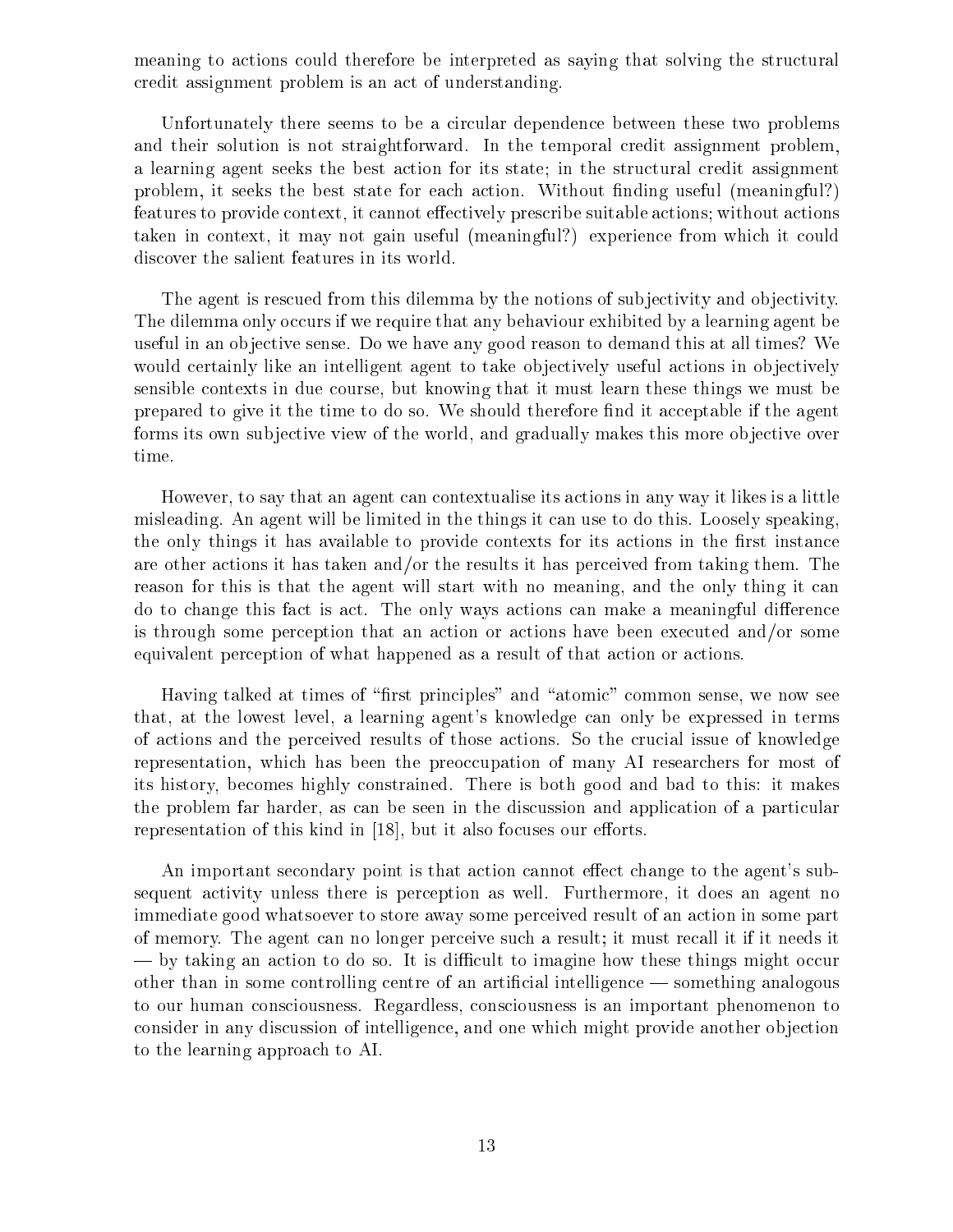meaning to actions could therefore be interpreted as saying that solving the structural credit assignment problem is an act of understanding.

Unfortunately there seems to be a circular dependence between these two problems and their solution is not straightforward. In the temporal credit assignment problem, a learning agent seeks the best action for its state; in the structural credit assignment problem, it seeks the best state for each action. Without finding useful (meaningful?) features to provide context, it cannot effectively prescribe suitable actions; without actions taken in context, it may not gain useful (meaningful?) experience from which it could discover the salient features in its world.

The agent is rescued from this dilemma by the notions of subjectivity and objectivity. The dilemma only occurs if we require that any behaviour exhibited by a learning agent be useful in an objective sense. Do we have any good reason to demand this at all times? We would certainly like an intelligent agent to take objectively useful actions in objectively sensible contexts in due course, but knowing that it must learn these things we must be prepared to give it the time to do so. We should therefore find it acceptable if the agent forms its own subjective view of the world, and gradually makes this more objective over time.

However, to say that an agent can contextualise its actions in any way it likes is a little misleading. An agent will be limited in the things it can use to do this. Loosely speaking, the only things it has available to provide contexts for its actions in the first instance are other actions it has taken and/or the results it has perceived from taking them. The reason for this is that the agent will start with no meaning, and the only thing it can do to change this fact is act. The only ways actions can make a meaningful difference is through some perception that an action or actions have been executed and/or some equivalent perception of what happened as a result of that action or actions.

Having talked at times of "first principles" and "atomic" common sense, we now see that, at the lowest level, a learning agent's knowledge can only be expressed in terms of actions and the perceived results of those actions. So the crucial issue of knowledge representation, which has been the preoccupation of many AI researchers for most of its history, becomes highly constrained. There is both good and bad to this: it makes the problem far harder, as can be seen in the discussion and application of a particular representation of this kind in [18], but it also focuses our efforts.

An important secondary point is that action cannot effect change to the agent's subsequent activity unless there is perception as well. Furthermore, it does an agent no immediate good whatsoever to store away some perceived result of an action in some part of memory. The agent can no longer perceive such a result; it must recall it if it needs it — by taking an action to do so. It is difficult to imagine how these things might occur other than in some controlling centre of an artificial intelligence — something analogous to our human consciousness. Regardless, consciousness is an important phenomenon to consider in any discussion of intelligence, and one which might provide another objection to the learning approach to AI.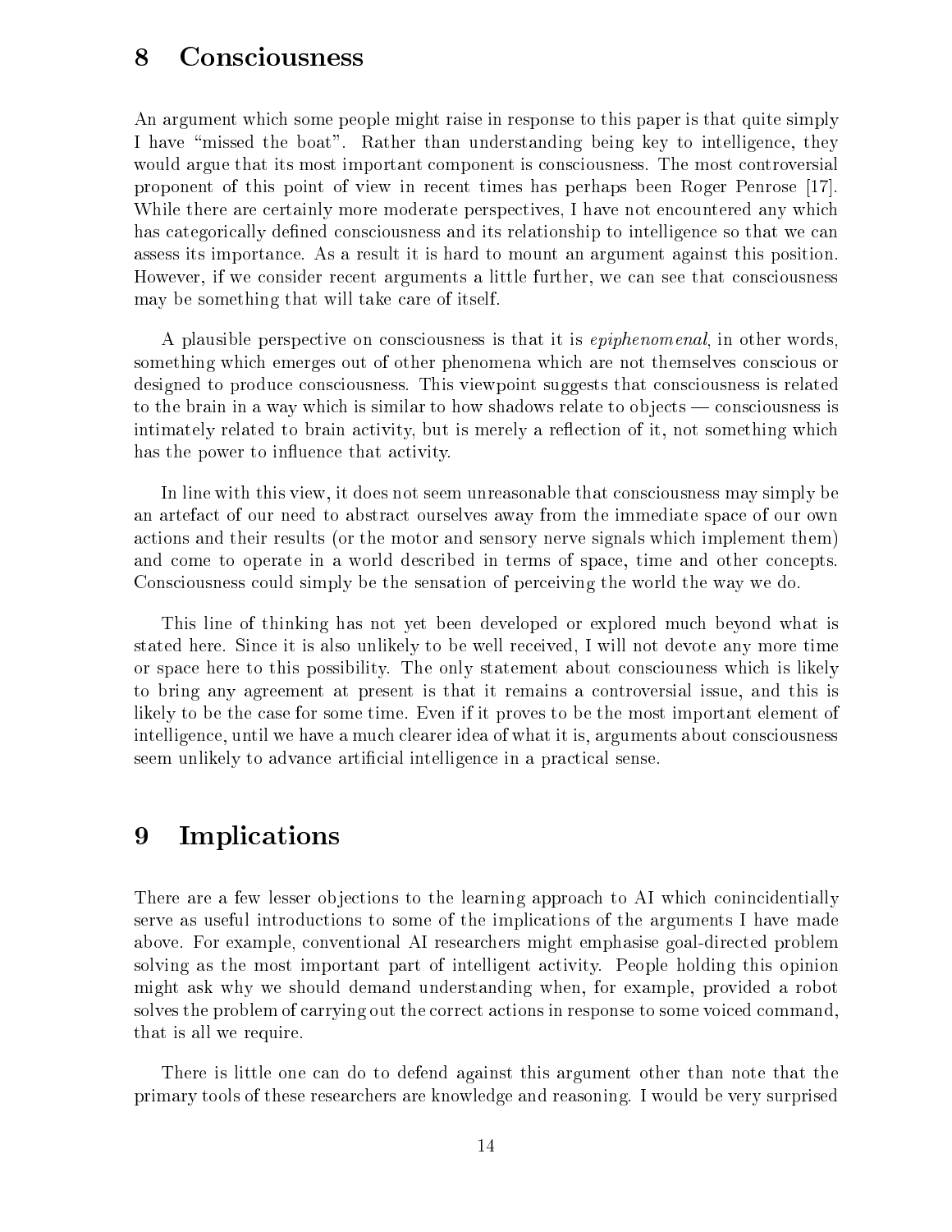## 8 Consciousness

An argument which some people might raise in response to this paper is that quite simply I have "missed the boat". Rather than understanding being key to intelligence, they would argue that its most important component is consciousness. The most controversial proponent of this point of view in recent times has perhaps been Roger Penrose [17]. While there are certainly more moderate perspectives, I have not encountered any which has categorically defined consciousness and its relationship to intelligence so that we can assess its importance. As a result it is hard to mount an argument against this position. However, if we consider recent arguments a little further, we can see that consciousness may be something that will take care of itself.

A plausible perspective on consciousness is that it is *epiphenomenal*, in other words, something which emerges out of other phenomena which are not themselves conscious or designed to produce consciousness. This viewpoint suggests that consciousness is related to the brain in a way which is similar to how shadows relate to objects — consciousness is intimately related to brain activity, but is merely a reflection of it, not something which has the power to influence that activity.

In line with this view, it does not seem unreasonable that consciousness may simply be an artefact of our need to abstract ourselves away from the immediate space of our own actions and their results (or the motor and sensory nerve signals which implement them) and come to operate in a world described in terms of space, time and other concepts. Consciousness could simply be the sensation of perceiving the world the way we do.

This line of thinking has not yet been developed or explored much beyond what is stated here. Since it is also unlikely to be well received, I will not devote any more time or space here to this possibility. The only statement about consciouness which is likely to bring any agreement at present is that it remains a controversial issue, and this is likely to be the case for some time. Even if it proves to be the most important element of intelligence, until we have a much clearer idea of what it is, arguments about consciousness seem unlikely to advance artificial intelligence in a practical sense.

## 9 Implications

There are a few lesser objections to the learning approach to AI which conincidentially serve as useful introductions to some of the implications of the arguments I have made above. For example, conventional AI researchers might emphasise goal-directed problem solving as the most important part of intelligent activity. People holding this opinion might ask why we should demand understanding when, for example, provided a robot solves the problem of carrying out the correct actions in response to some voiced command, that is all we require.

There is little one can do to defend against this argument other than note that the primary tools of these researchers are knowledge and reasoning. I would be very surprised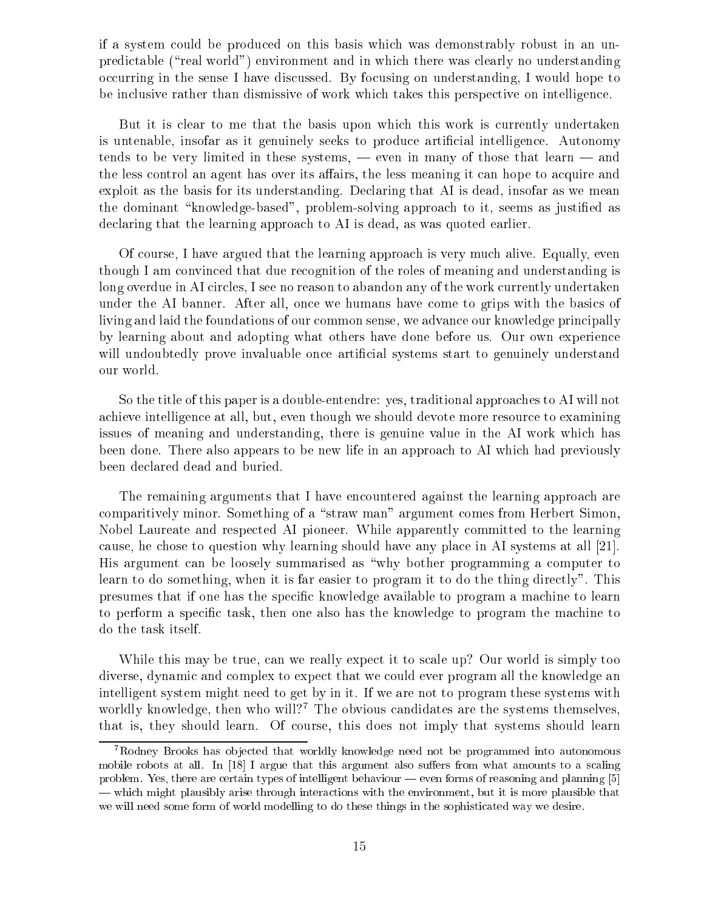if a system could be produced on this basis which was demonstrably robust in an unpredictable ("real world") environment and in which there was clearly no understanding occurring in the sense I have discussed. By focusing on understanding, I would hope to be inclusive rather than dismissive of work which takes this perspective on intelligence.

But it is clear to me that the basis upon which this work is currently undertaken is untenable, insofar as it genuinely seeks to produce artificial intelligence. Autonomy tends to be very limited in these systems, — even in many of those that learn — and the less control an agent has over its affairs, the less meaning it can hope to acquire and exploit as the basis for its understanding. Declaring that AI is dead, insofar as we mean the dominant "knowledge-based", problem-solving approach to it, seems as justified as declaring that the learning approach to AI is dead, as was quoted earlier.

Of course, I have argued that the learning approach is very much alive. Equally, even though I am convinced that due recognition of the roles of meaning and understanding is long overdue in AI circles, I see no reason to abandon any of the work currently undertaken under the AI banner. After all, once we humans have come to grips with the basics of living and laid the foundations of our common sense, we advance our knowledge principally by learning about and adopting what others have done before us. Our own experience will undoubtedly prove invaluable once artificial systems start to genuinely understand our world.

So the title of this paper is a double-entendre: yes, traditional approaches to AI will not achieve intelligence at all, but, even though we should devote more resource to examining issues of meaning and understanding, there is genuine value in the AI work which has been done. There also appears to be new life in an approach to AI which had previously been declared dead and buried.

The remaining arguments that I have encountered against the learning approach are comparitively minor. Something of a "straw man" argument comes from Herbert Simon, Nobel Laureate and respected AI pioneer. While apparently committed to the learning cause, he chose to question why learning should have any place in AI systems at all [21]. His argument can be loosely summarised as "why bother programming a computer to learn to do something, when it is far easier to program it to do the thing directly". This presumes that if one has the specific knowledge available to program a machine to learn to perform a specific task, then one also has the knowledge to program the machine to do the task itself.

While this may be true, can we really expect it to scale up? Our world is simply too diverse, dynamic and complex to expect that we could ever program all the knowledge an intelligent system might need to get by in it. If we are not to program these systems with worldly knowledge, then who will?[7] The obvious candidates are the systems themselves, that is, they should learn. Of course, this does not imply that systems should learn

[7] Rodney Brooks has objected that worldly knowledge need not be programmed into autonomous mobile robots at all. In [18] I argue that this argument also suffers from what amounts to a scaling problem. Yes, there are certain types of intelligent behaviour — even forms of reasoning and planning [5] — which might plausibly arise through interactions with the environment, but it is more plausible that we will need some form of world modelling to do these things in the sophisticated way we desire.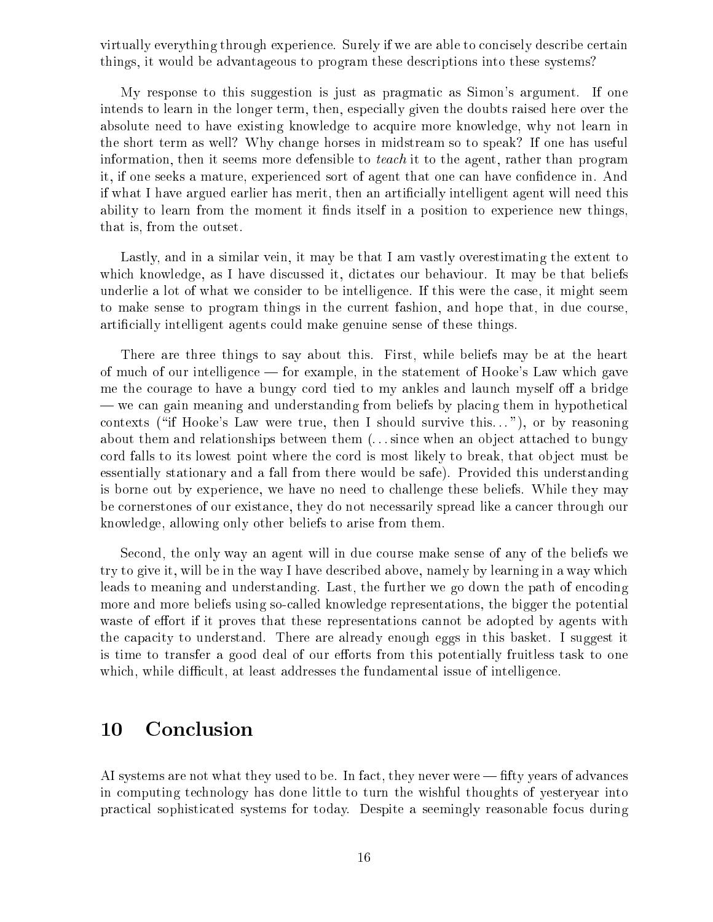virtually everything through experience. Surely if we are able to concisely describe certain things, it would be advantageous to program these descriptions into these systems?

My response to this suggestion is just as pragmatic as Simon's argument. If one intends to learn in the longer term, then, especially given the doubts raised here over the absolute need to have existing knowledge to acquire more knowledge, why not learn in the short term as well? Why change horses in midstream so to speak? If one has useful information, then it seems more defensible to *teach* it to the agent, rather than program it, if one seeks a mature, experienced sort of agent that one can have confidence in. And if what I have argued earlier has merit, then an artificially intelligent agent will need this ability to learn from the moment it finds itself in a position to experience new things, that is, from the outset.

Lastly, and in a similar vein, it may be that I am vastly overestimating the extent to which knowledge, as I have discussed it, dictates our behaviour. It may be that beliefs underlie a lot of what we consider to be intelligence. If this were the case, it might seem to make sense to program things in the current fashion, and hope that, in due course, artificially intelligent agents could make genuine sense of these things.

There are three things to say about this. First, while beliefs may be at the heart of much of our intelligence — for example, in the statement of Hooke's Law which gave me the courage to have a bungy cord tied to my ankles and launch myself off a bridge — we can gain meaning and understanding from beliefs by placing them in hypothetical contexts ("if Hooke's Law were true, then I should survive this…"), or by reasoning about them and relationships between them (…since when an object attached to bungy cord falls to its lowest point where the cord is most likely to break, that object must be essentially stationary and a fall from there would be safe). Provided this understanding is borne out by experience, we have no need to challenge these beliefs. While they may be cornerstones of our existance, they do not necessarily spread like a cancer through our knowledge, allowing only other beliefs to arise from them.

Second, the only way an agent will in due course make sense of any of the beliefs we try to give it, will be in the way I have described above, namely by learning in a way which leads to meaning and understanding. Last, the further we go down the path of encoding more and more beliefs using so-called knowledge representations, the bigger the potential waste of effort if it proves that these representations cannot be adopted by agents with the capacity to understand. There are already enough eggs in this basket. I suggest it is time to transfer a good deal of our efforts from this potentially fruitless task to one which, while difficult, at least addresses the fundamental issue of intelligence.

# 10 Conclusion

AI systems are not what they used to be. In fact, they never were — fifty years of advances in computing technology has done little to turn the wishful thoughts of yesteryear into practical sophisticated systems for today. Despite a seemingly reasonable focus during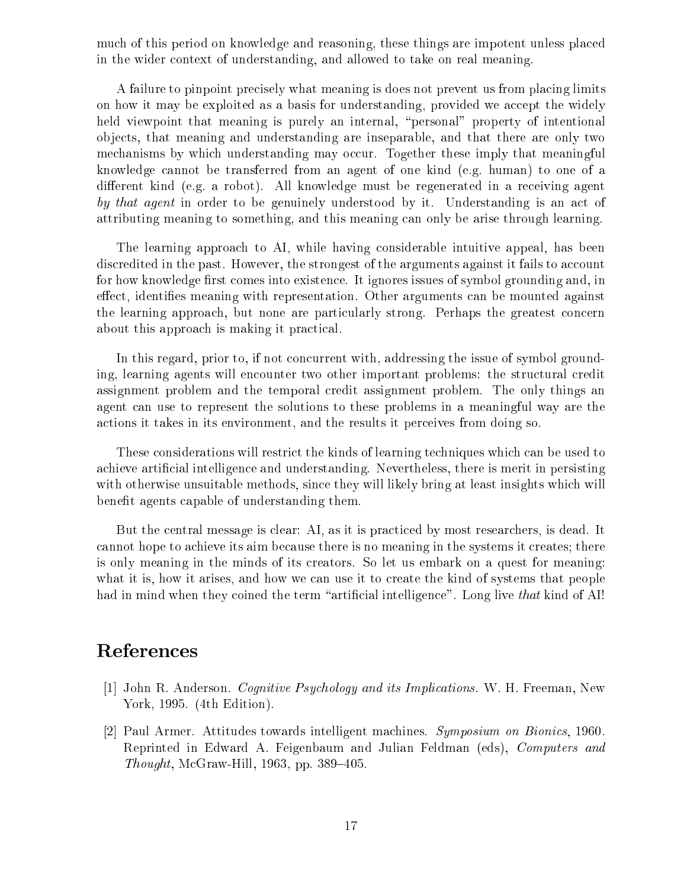much of this period on knowledge and reasoning, these things are impotent unless placed in the wider context of understanding, and allowed to take on real meaning.

A failure to pinpoint precisely what meaning is does not prevent us from placing limits on how it may be exploited as a basis for understanding, provided we accept the widely held viewpoint that meaning is purely an internal, "personal" property of intentional objects, that meaning and understanding are inseparable, and that there are only two mechanisms by which understanding may occur. Together these imply that meaningful knowledge cannot be transferred from an agent of one kind (e.g. human) to one of a different kind (e.g. a robot). All knowledge must be regenerated in a receiving agent *by that agent* in order to be genuinely understood by it. Understanding is an act of attributing meaning to something, and this meaning can only be arise through learning.

The learning approach to AI, while having considerable intuitive appeal, has been discredited in the past. However, the strongest of the arguments against it fails to account for how knowledge first comes into existence. It ignores issues of symbol grounding and, in effect, identifies meaning with representation. Other arguments can be mounted against the learning approach, but none are particularly strong. Perhaps the greatest concern about this approach is making it practical.

In this regard, prior to, if not concurrent with, addressing the issue of symbol grounding, learning agents will encounter two other important problems: the structural credit assignment problem and the temporal credit assignment problem. The only things an agent can use to represent the solutions to these problems in a meaningful way are the actions it takes in its environment, and the results it perceives from doing so.

These considerations will restrict the kinds of learning techniques which can be used to achieve artificial intelligence and understanding. Nevertheless, there is merit in persisting with otherwise unsuitable methods, since they will likely bring at least insights which will benefit agents capable of understanding them.

But the central message is clear: AI, as it is practiced by most researchers, is dead. It cannot hope to achieve its aim because there is no meaning in the systems it creates; there is only meaning in the minds of its creators. So let us embark on a quest for meaning: what it is, how it arises, and how we can use it to create the kind of systems that people had in mind when they coined the term "artificial intelligence". Long live *that* kind of AI!

# References

[1] John R. Anderson. *Cognitive Psychology and its Implications*. W. H. Freeman, New York, 1995. (4th Edition).

[2] Paul Armer. Attitudes towards intelligent machines. *Symposium on Bionics*, 1960. Reprinted in Edward A. Feigenbaum and Julian Feldman (eds), *Computers and Thought*, McGraw-Hill, 1963, pp. 389–405.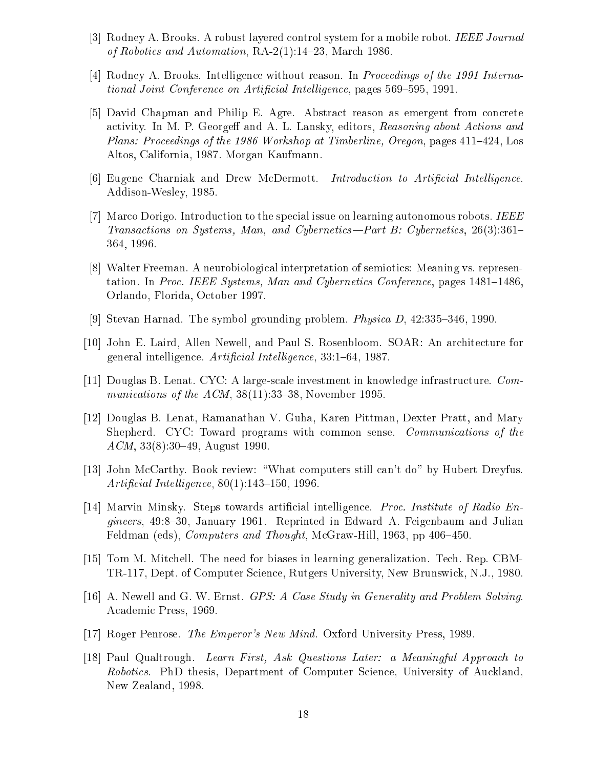[3] Rodney A. Brooks. A robust layered control system for a mobile robot. *IEEE Journal of Robotics and Automation*, RA-2(1):14–23, March 1986.

[4] Rodney A. Brooks. Intelligence without reason. In *Proceedings of the 1991 International Joint Conference on Artificial Intelligence*, pages 569–595, 1991.

[5] David Chapman and Philip E. Agre. Abstract reason as emergent from concrete activity. In M. P. Georgeff and A. L. Lansky, editors, *Reasoning about Actions and Plans: Proceedings of the 1986 Workshop at Timberline, Oregon*, pages 411–424, Los Altos, California, 1987. Morgan Kaufmann.

[6] Eugene Charniak and Drew McDermott. *Introduction to Artificial Intelligence.* Addison-Wesley, 1985.

[7] Marco Dorigo. Introduction to the special issue on learning autonomous robots. *IEEE Transactions on Systems, Man, and Cybernetics—Part B: Cybernetics*, 26(3):361–364, 1996.

[8] Walter Freeman. A neurobiological interpretation of semiotics: Meaning vs. representation. In *Proc. IEEE Systems, Man and Cybernetics Conference*, pages 1481–1486, Orlando, Florida, October 1997.

[9] Stevan Harnad. The symbol grounding problem. *Physica D*, 42:335–346, 1990.

[10] John E. Laird, Allen Newell, and Paul S. Rosenbloom. SOAR: An architecture for general intelligence. *Artificial Intelligence*, 33:1–64, 1987.

[11] Douglas B. Lenat. CYC: A large-scale investment in knowledge infrastructure. *Communications of the ACM*, 38(11):33–38, November 1995.

[12] Douglas B. Lenat, Ramanathan V. Guha, Karen Pittman, Dexter Pratt, and Mary Shepherd. CYC: Toward programs with common sense. *Communications of the ACM*, 33(8):30–49, August 1990.

[13] John McCarthy. Book review: "What computers still can't do" by Hubert Dreyfus. *Artificial Intelligence*, 80(1):143–150, 1996.

[14] Marvin Minsky. Steps towards artificial intelligence. *Proc. Institute of Radio Engineers*, 49:8–30, January 1961. Reprinted in Edward A. Feigenbaum and Julian Feldman (eds), *Computers and Thought*, McGraw-Hill, 1963, pp 406–450.

[15] Tom M. Mitchell. The need for biases in learning generalization. Tech. Rep. CBM-TR-117, Dept. of Computer Science, Rutgers University, New Brunswick, N.J., 1980.

[16] A. Newell and G. W. Ernst. *GPS: A Case Study in Generality and Problem Solving.* Academic Press, 1969.

[17] Roger Penrose. *The Emperor's New Mind.* Oxford University Press, 1989.

[18] Paul Qualtrough. *Learn First, Ask Questions Later: a Meaningful Approach to Robotics.* PhD thesis, Department of Computer Science, University of Auckland, New Zealand, 1998.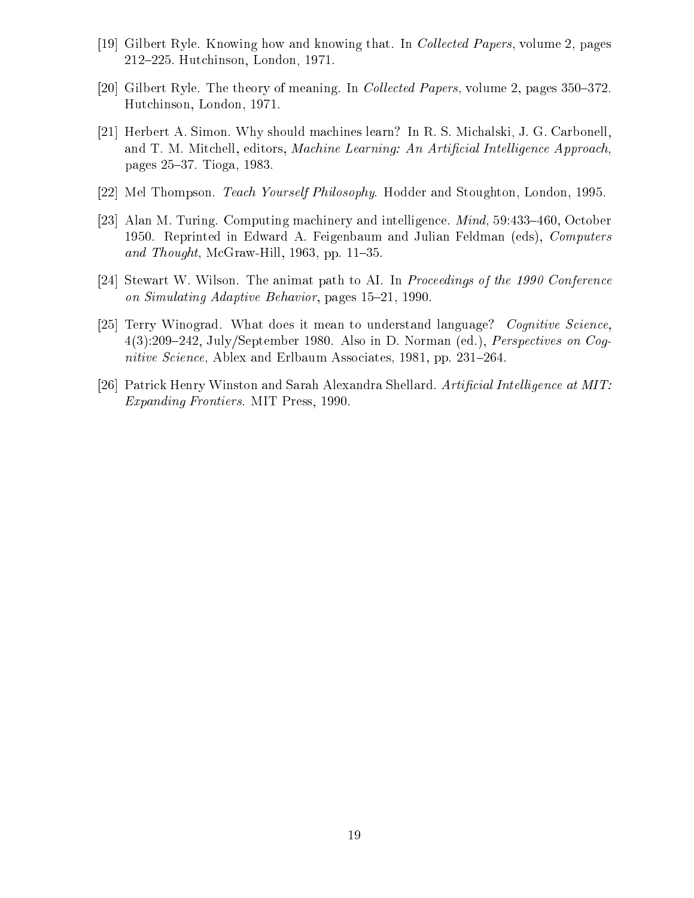[19] Gilbert Ryle. Knowing how and knowing that. In *Collected Papers*, volume 2, pages 212–225. Hutchinson, London, 1971.

[20] Gilbert Ryle. The theory of meaning. In *Collected Papers*, volume 2, pages 350–372. Hutchinson, London, 1971.

[21] Herbert A. Simon. Why should machines learn? In R. S. Michalski, J. G. Carbonell, and T. M. Mitchell, editors, *Machine Learning: An Artificial Intelligence Approach*, pages 25–37. Tioga, 1983.

[22] Mel Thompson. *Teach Yourself Philosophy*. Hodder and Stoughton, London, 1995.

[23] Alan M. Turing. Computing machinery and intelligence. *Mind*, 59:433–460, October 1950. Reprinted in Edward A. Feigenbaum and Julian Feldman (eds), *Computers and Thought*, McGraw-Hill, 1963, pp. 11–35.

[24] Stewart W. Wilson. The animat path to AI. In *Proceedings of the 1990 Conference on Simulating Adaptive Behavior*, pages 15–21, 1990.

[25] Terry Winograd. What does it mean to understand language? *Cognitive Science*, 4(3):209–242, July/September 1980. Also in D. Norman (ed.), *Perspectives on Cognitive Science*, Ablex and Erlbaum Associates, 1981, pp. 231–264.

[26] Patrick Henry Winston and Sarah Alexandra Shellard. *Artificial Intelligence at MIT: Expanding Frontiers*. MIT Press, 1990.